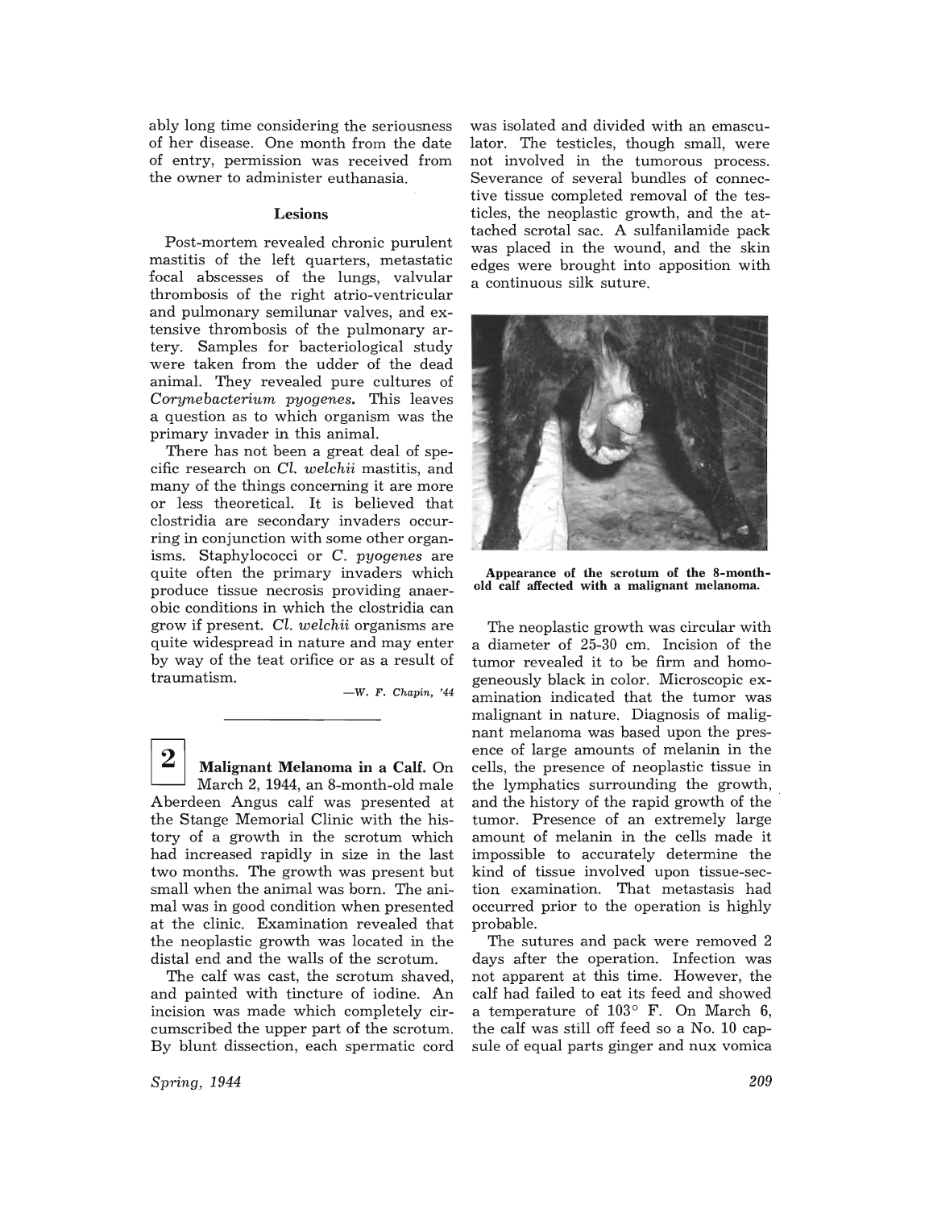ably long time considering the seriousness of her disease. One month from the date of entry, permission was received from the owner to administer euthanasia.

### Lesions

Post-mortem revealed chronic purulent mastitis of the left quarters, metastatic focal abscesses of the lungs, valvular thrombosis of the right atrio-ventricular and pulmonary semilunar valves, and extensive thrombosis of the pulmonary artery. Samples for bacteriological study were taken from the udder of the dead animal. They revealed pure cultures of *Corynebacterium pyogenes.* This leaves a question as to which organism was the primary invader in this animal.

There has not been a great deal of specific research on *Cl. welchii* mastitis, and many of the things concerning it are more or less theoretical. It is believed that clostridia are secondary invaders occurring in conjunction with some other organisms. Staphylococci or *C. pyogenes* are quite often the primary invaders which produce tissue necrosis providing anaerobic conditions in which the clostridia can grow if present. *Cl. welchii* organisms are quite widespread in nature and may enter by way of the teat orifice or as a result of traumatism.

—*W. F. Chapin, '44*

---

**2** **Malignant Melanoma in a Calf.** On March 2, 1944, an 8-month-old male Aberdeen Angus calf was presented at the Stange Memorial Clinic with the history of a growth in the scrotum which had increased rapidly in size in the last two months. The growth was present but small when the animal was born. The animal was in good condition when presented at the clinic. Examination revealed that the neoplastic growth was located in the distal end and the walls of the scrotum.

The calf was cast, the scrotum shaved, and painted with tincture of iodine. An incision was made which completely circumscribed the upper part of the scrotum. By blunt dissection, each spermatic cord was isolated and divided with an emasculator. The testicles, though small, were not involved in the tumorous process. Severance of several bundles of connective tissue completed removal of the testicles, the neoplastic growth, and the attached scrotal sac. A sulfanilamide pack was placed in the wound, and the skin edges were brought into apposition with a continuous silk suture.

**Appearance of the scrotum of the 8-month-old calf affected with a malignant melanoma.**

The neoplastic growth was circular with a diameter of 25-30 cm. Incision of the tumor revealed it to be firm and homogeneously black in color. Microscopic examination indicated that the tumor was malignant in nature. Diagnosis of malignant melanoma was based upon the presence of large amounts of melanin in the cells, the presence of neoplastic tissue in the lymphatics surrounding the growth, and the history of the rapid growth of the tumor. Presence of an extremely large amount of melanin in the cells made it impossible to accurately determine the kind of tissue involved upon tissue-section examination. That metastasis had occurred prior to the operation is highly probable.

The sutures and pack were removed 2 days after the operation. Infection was not apparent at this time. However, the calf had failed to eat its feed and showed a temperature of 103° F. On March 6, the calf was still off feed so a No. 10 capsule of equal parts ginger and nux vomica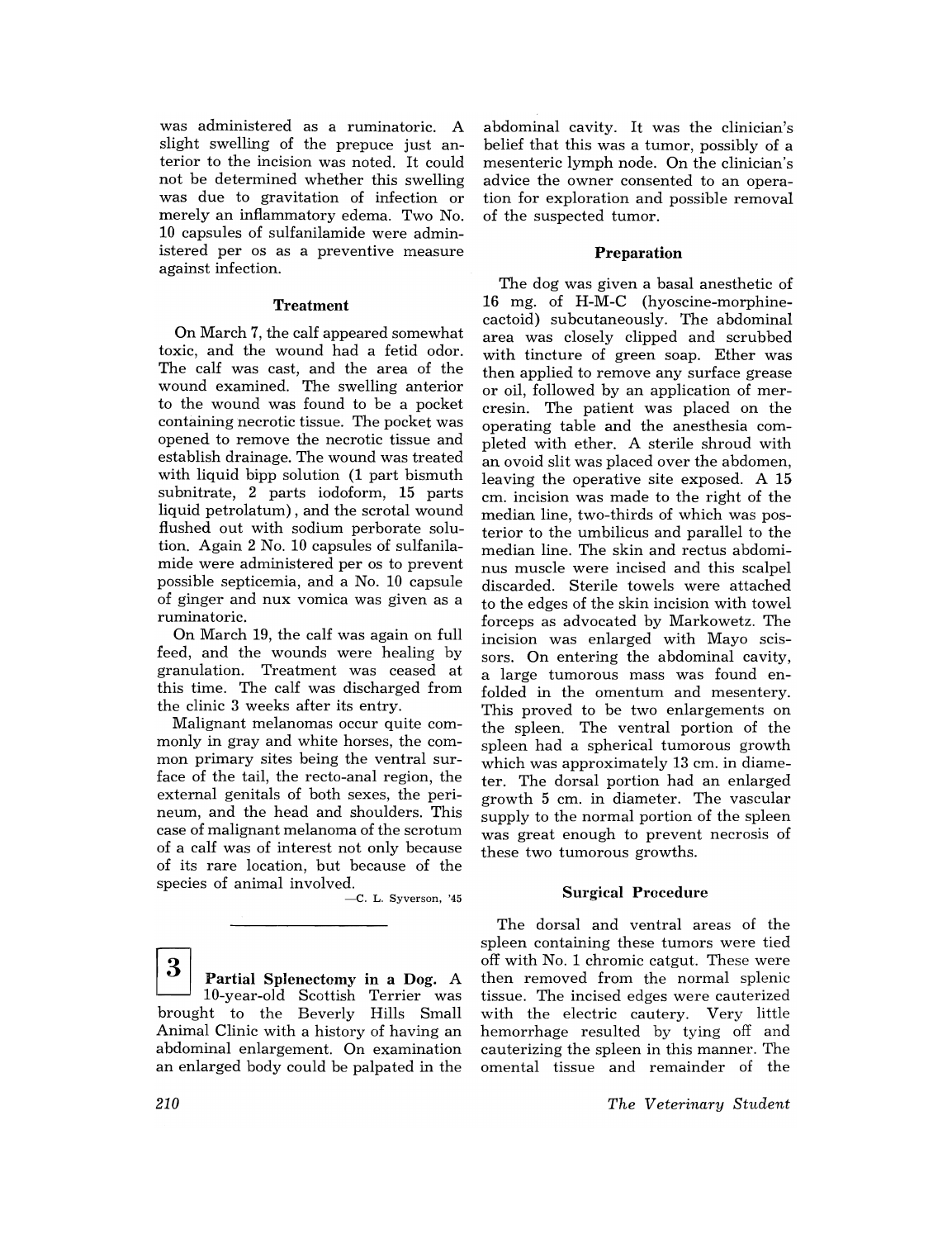was administered as a ruminatoric. A slight swelling of the prepuce just anterior to the incision was noted. It could not be determined whether this swelling was due to gravitation of infection or merely an inflammatory edema. Two No. 10 capsules of sulfanilamide were administered per os as a preventive measure against infection.

### Treatment

On March 7, the calf appeared somewhat toxic, and the wound had a fetid odor. The calf was cast, and the area of the wound examined. The swelling anterior to the wound was found to be a pocket containing necrotic tissue. The pocket was opened to remove the necrotic tissue and establish drainage. The wound was treated with liquid bipp solution (1 part bismuth subnitrate, 2 parts iodoform, 15 parts liquid petrolatum), and the scrotal wound flushed out with sodium perborate solution. Again 2 No. 10 capsules of sulfanilamide were administered per os to prevent possible septicemia, and a No. 10 capsule of ginger and nux vomica was given as a ruminatoric.

On March 19, the calf was again on full feed, and the wounds were healing by granulation. Treatment was ceased at this time. The calf was discharged from the clinic 3 weeks after its entry.

Malignant melanomas occur quite commonly in gray and white horses, the common primary sites being the ventral surface of the tail, the recto-anal region, the external genitals of both sexes, the perineum, and the head and shoulders. This case of malignant melanoma of the scrotum of a calf was of interest not only because of its rare location, but because of the species of animal involved.

—C. L. Syverson, '45

---

**3** **Partial Splenectomy in a Dog.** A 10-year-old Scottish Terrier was brought to the Beverly Hills Small Animal Clinic with a history of having an abdominal enlargement. On examination an enlarged body could be palpated in the abdominal cavity. It was the clinician's belief that this was a tumor, possibly of a mesenteric lymph node. On the clinician's advice the owner consented to an operation for exploration and possible removal of the suspected tumor.

### Preparation

The dog was given a basal anesthetic of 16 mg. of H-M-C (hyoscine-morphine-cactoid) subcutaneously. The abdominal area was closely clipped and scrubbed with tincture of green soap. Ether was then applied to remove any surface grease or oil, followed by an application of mercresin. The patient was placed on the operating table and the anesthesia completed with ether. A sterile shroud with an ovoid slit was placed over the abdomen, leaving the operative site exposed. A 15 cm. incision was made to the right of the median line, two-thirds of which was posterior to the umbilicus and parallel to the median line. The skin and rectus abdominus muscle were incised and this scalpel discarded. Sterile towels were attached to the edges of the skin incision with towel forceps as advocated by Markowetz. The incision was enlarged with Mayo scissors. On entering the abdominal cavity, a large tumorous mass was found enfolded in the omentum and mesentery. This proved to be two enlargements on the spleen. The ventral portion of the spleen had a spherical tumorous growth which was approximately 13 cm. in diameter. The dorsal portion had an enlarged growth 5 cm. in diameter. The vascular supply to the normal portion of the spleen was great enough to prevent necrosis of these two tumorous growths.

### Surgical Procedure

The dorsal and ventral areas of the spleen containing these tumors were tied off with No. 1 chromic catgut. These were then removed from the normal splenic tissue. The incised edges were cauterized with the electric cautery. Very little hemorrhage resulted by tying off and cauterizing the spleen in this manner. The omental tissue and remainder of the